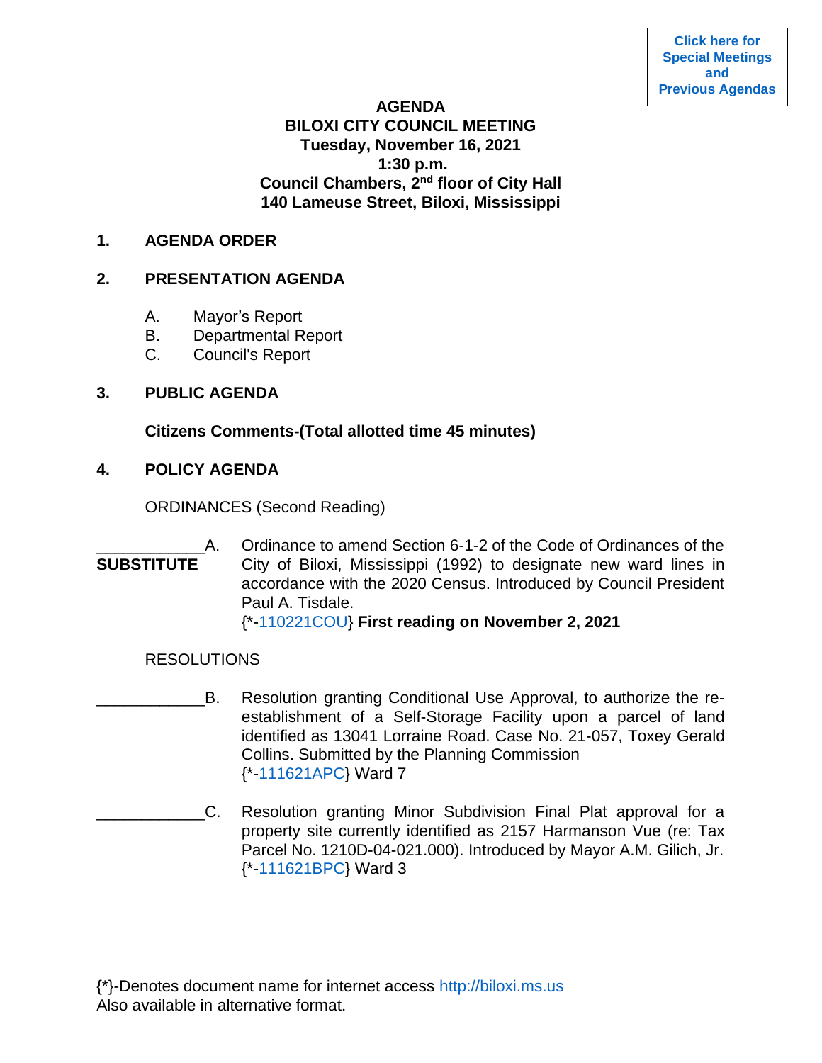Click here for Special Meetings and Previous Agendas

# AGENDA
## BILOXI CITY COUNCIL MEETING
**Tuesday, November 16, 2021**
**1:30 p.m.**
**Council Chambers, 2nd floor of City Hall**
**140 Lameuse Street, Biloxi, Mississippi**

## 1. AGENDA ORDER

## 2. PRESENTATION AGENDA

A. Mayor's Report
B. Departmental Report
C. Council's Report

## 3. PUBLIC AGENDA

**Citizens Comments-(Total allotted time 45 minutes)**

## 4. POLICY AGENDA

ORDINANCES (Second Reading)

____________A. Ordinance to amend Section 6-1-2 of the Code of Ordinances of the City of Biloxi, Mississippi (1992) to designate new ward lines in accordance with the 2020 Census. Introduced by Council President Paul A. Tisdale.
**SUBSTITUTE**
{*-110221COU} **First reading on November 2, 2021**

RESOLUTIONS

____________B. Resolution granting Conditional Use Approval, to authorize the re-establishment of a Self-Storage Facility upon a parcel of land identified as 13041 Lorraine Road. Case No. 21-057, Toxey Gerald Collins. Submitted by the Planning Commission
{*-111621APC} Ward 7

____________C. Resolution granting Minor Subdivision Final Plat approval for a property site currently identified as 2157 Harmanson Vue (re: Tax Parcel No. 1210D-04-021.000). Introduced by Mayor A.M. Gilich, Jr.
{*-111621BPC} Ward 3

{*}-Denotes document name for internet access http://biloxi.ms.us
Also available in alternative format.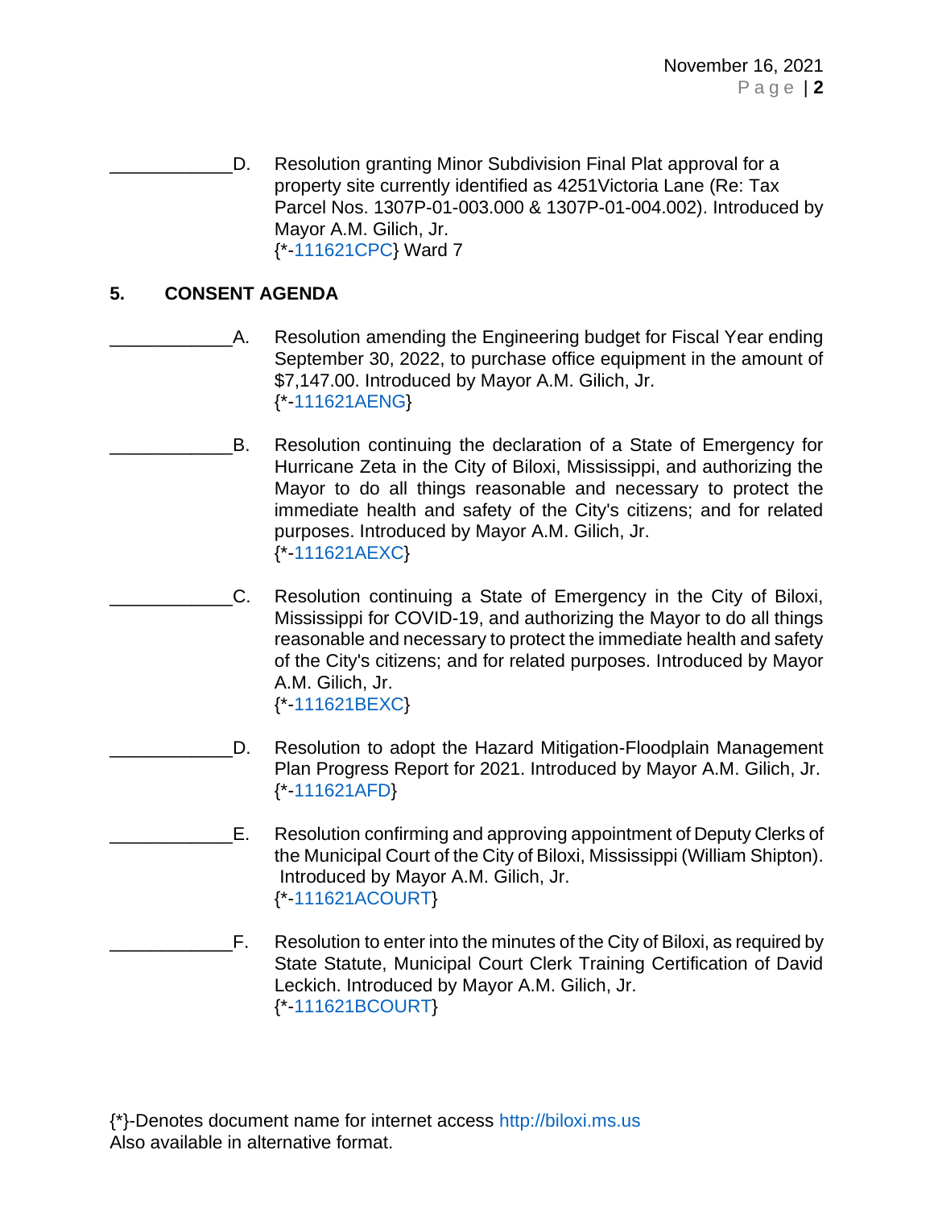____________D. Resolution granting Minor Subdivision Final Plat approval for a property site currently identified as 4251Victoria Lane (Re: Tax Parcel Nos. 1307P-01-003.000 & 1307P-01-004.002). Introduced by Mayor A.M. Gilich, Jr.
{*-111621CPC} Ward 7

## 5. CONSENT AGENDA

____________A. Resolution amending the Engineering budget for Fiscal Year ending September 30, 2022, to purchase office equipment in the amount of $7,147.00. Introduced by Mayor A.M. Gilich, Jr.
{*-111621AENG}

____________B. Resolution continuing the declaration of a State of Emergency for Hurricane Zeta in the City of Biloxi, Mississippi, and authorizing the Mayor to do all things reasonable and necessary to protect the immediate health and safety of the City's citizens; and for related purposes. Introduced by Mayor A.M. Gilich, Jr.
{*-111621AEXC}

____________C. Resolution continuing a State of Emergency in the City of Biloxi, Mississippi for COVID-19, and authorizing the Mayor to do all things reasonable and necessary to protect the immediate health and safety of the City's citizens; and for related purposes. Introduced by Mayor A.M. Gilich, Jr.
{*-111621BEXC}

____________D. Resolution to adopt the Hazard Mitigation-Floodplain Management Plan Progress Report for 2021. Introduced by Mayor A.M. Gilich, Jr.
{*-111621AFD}

____________E. Resolution confirming and approving appointment of Deputy Clerks of the Municipal Court of the City of Biloxi, Mississippi (William Shipton). Introduced by Mayor A.M. Gilich, Jr.
{*-111621ACOURT}

____________F. Resolution to enter into the minutes of the City of Biloxi, as required by State Statute, Municipal Court Clerk Training Certification of David Leckich. Introduced by Mayor A.M. Gilich, Jr.
{*-111621BCOURT}

{*}-Denotes document name for internet access http://biloxi.ms.us
Also available in alternative format.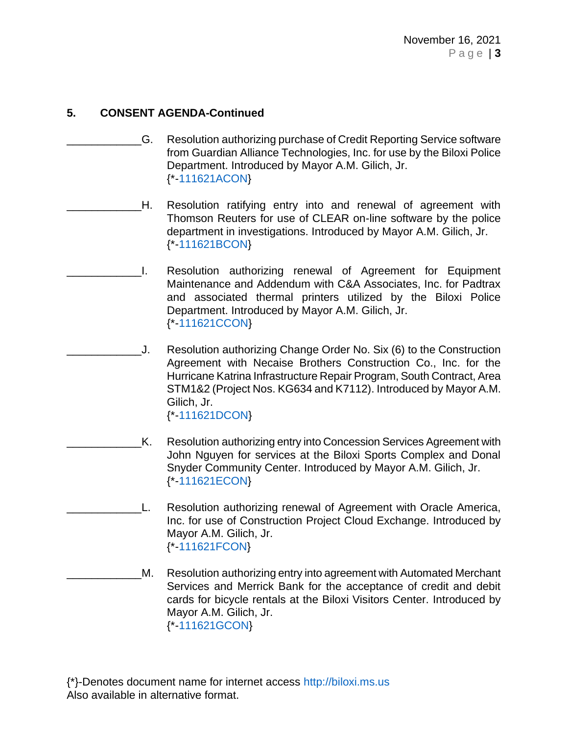## 5. CONSENT AGENDA-Continued

____________G. Resolution authorizing purchase of Credit Reporting Service software from Guardian Alliance Technologies, Inc. for use by the Biloxi Police Department. Introduced by Mayor A.M. Gilich, Jr.
{*-111621ACON}

____________H. Resolution ratifying entry into and renewal of agreement with Thomson Reuters for use of CLEAR on-line software by the police department in investigations. Introduced by Mayor A.M. Gilich, Jr.
{*-111621BCON}

____________I. Resolution authorizing renewal of Agreement for Equipment Maintenance and Addendum with C&A Associates, Inc. for Padtrax and associated thermal printers utilized by the Biloxi Police Department. Introduced by Mayor A.M. Gilich, Jr.
{*-111621CCON}

____________J. Resolution authorizing Change Order No. Six (6) to the Construction Agreement with Necaise Brothers Construction Co., Inc. for the Hurricane Katrina Infrastructure Repair Program, South Contract, Area STM1&2 (Project Nos. KG634 and K7112). Introduced by Mayor A.M. Gilich, Jr.
{*-111621DCON}

____________K. Resolution authorizing entry into Concession Services Agreement with John Nguyen for services at the Biloxi Sports Complex and Donal Snyder Community Center. Introduced by Mayor A.M. Gilich, Jr.
{*-111621ECON}

____________L. Resolution authorizing renewal of Agreement with Oracle America, Inc. for use of Construction Project Cloud Exchange. Introduced by Mayor A.M. Gilich, Jr.
{*-111621FCON}

____________M. Resolution authorizing entry into agreement with Automated Merchant Services and Merrick Bank for the acceptance of credit and debit cards for bicycle rentals at the Biloxi Visitors Center. Introduced by Mayor A.M. Gilich, Jr.
{*-111621GCON}

{*}-Denotes document name for internet access http://biloxi.ms.us
Also available in alternative format.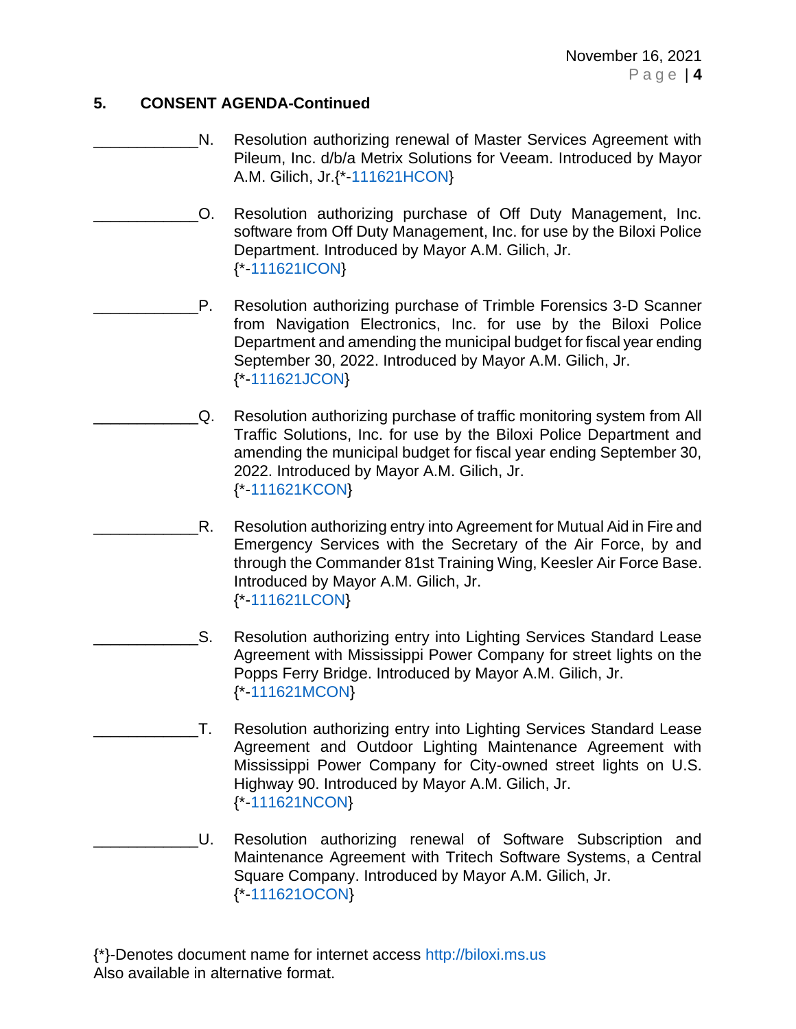## 5. CONSENT AGENDA-Continued

____________N. Resolution authorizing renewal of Master Services Agreement with Pileum, Inc. d/b/a Metrix Solutions for Veeam. Introduced by Mayor A.M. Gilich, Jr.{*-111621HCON}

____________O. Resolution authorizing purchase of Off Duty Management, Inc. software from Off Duty Management, Inc. for use by the Biloxi Police Department. Introduced by Mayor A.M. Gilich, Jr. {*-111621ICON}

____________P. Resolution authorizing purchase of Trimble Forensics 3-D Scanner from Navigation Electronics, Inc. for use by the Biloxi Police Department and amending the municipal budget for fiscal year ending September 30, 2022. Introduced by Mayor A.M. Gilich, Jr. {*-111621JCON}

____________Q. Resolution authorizing purchase of traffic monitoring system from All Traffic Solutions, Inc. for use by the Biloxi Police Department and amending the municipal budget for fiscal year ending September 30, 2022. Introduced by Mayor A.M. Gilich, Jr. {*-111621KCON}

____________R. Resolution authorizing entry into Agreement for Mutual Aid in Fire and Emergency Services with the Secretary of the Air Force, by and through the Commander 81st Training Wing, Keesler Air Force Base. Introduced by Mayor A.M. Gilich, Jr. {*-111621LCON}

____________S. Resolution authorizing entry into Lighting Services Standard Lease Agreement with Mississippi Power Company for street lights on the Popps Ferry Bridge. Introduced by Mayor A.M. Gilich, Jr. {*-111621MCON}

____________T. Resolution authorizing entry into Lighting Services Standard Lease Agreement and Outdoor Lighting Maintenance Agreement with Mississippi Power Company for City-owned street lights on U.S. Highway 90. Introduced by Mayor A.M. Gilich, Jr. {*-111621NCON}

____________U. Resolution authorizing renewal of Software Subscription and Maintenance Agreement with Tritech Software Systems, a Central Square Company. Introduced by Mayor A.M. Gilich, Jr. {*-111621OCON}

{*}-Denotes document name for internet access http://biloxi.ms.us
Also available in alternative format.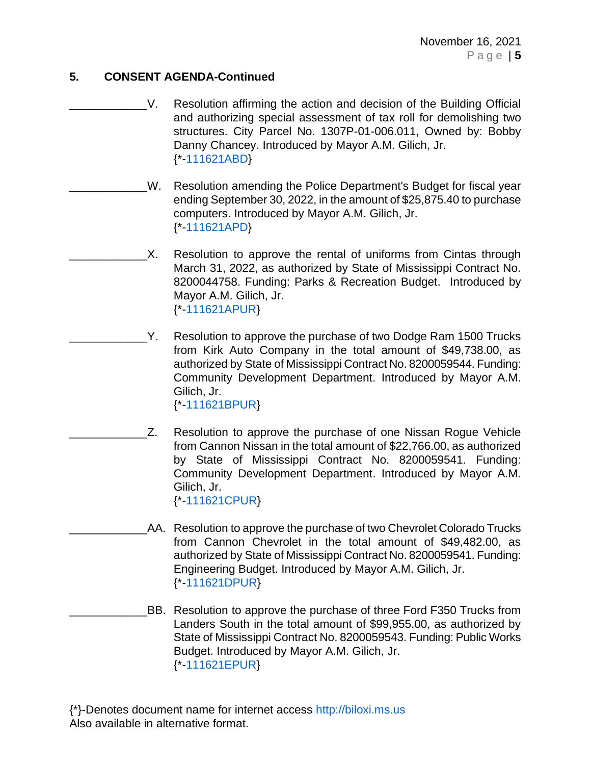## 5. CONSENT AGENDA-Continued

____________V. Resolution affirming the action and decision of the Building Official and authorizing special assessment of tax roll for demolishing two structures. City Parcel No. 1307P-01-006.011, Owned by: Bobby Danny Chancey. Introduced by Mayor A.M. Gilich, Jr.
{*-111621ABD}

____________W. Resolution amending the Police Department's Budget for fiscal year ending September 30, 2022, in the amount of $25,875.40 to purchase computers. Introduced by Mayor A.M. Gilich, Jr.
{*-111621APD}

____________X. Resolution to approve the rental of uniforms from Cintas through March 31, 2022, as authorized by State of Mississippi Contract No. 8200044758. Funding: Parks & Recreation Budget. Introduced by Mayor A.M. Gilich, Jr.
{*-111621APUR}

____________Y. Resolution to approve the purchase of two Dodge Ram 1500 Trucks from Kirk Auto Company in the total amount of $49,738.00, as authorized by State of Mississippi Contract No. 8200059544. Funding: Community Development Department. Introduced by Mayor A.M. Gilich, Jr.
{*-111621BPUR}

____________Z. Resolution to approve the purchase of one Nissan Rogue Vehicle from Cannon Nissan in the total amount of $22,766.00, as authorized by State of Mississippi Contract No. 8200059541. Funding: Community Development Department. Introduced by Mayor A.M. Gilich, Jr.
{*-111621CPUR}

____________AA. Resolution to approve the purchase of two Chevrolet Colorado Trucks from Cannon Chevrolet in the total amount of $49,482.00, as authorized by State of Mississippi Contract No. 8200059541. Funding: Engineering Budget. Introduced by Mayor A.M. Gilich, Jr.
{*-111621DPUR}

____________BB. Resolution to approve the purchase of three Ford F350 Trucks from Landers South in the total amount of $99,955.00, as authorized by State of Mississippi Contract No. 8200059543. Funding: Public Works Budget. Introduced by Mayor A.M. Gilich, Jr.
{*-111621EPUR}

{*}-Denotes document name for internet access http://biloxi.ms.us
Also available in alternative format.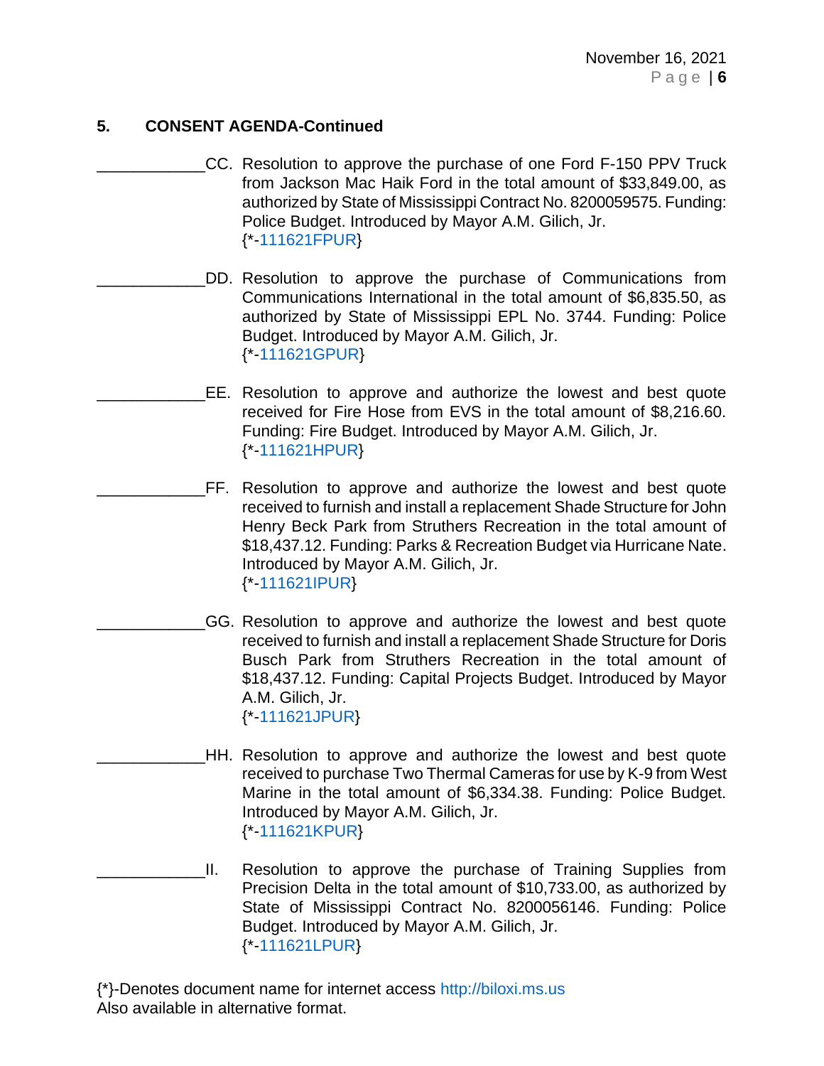**5. CONSENT AGENDA-Continued**

____________CC. Resolution to approve the purchase of one Ford F-150 PPV Truck from Jackson Mac Haik Ford in the total amount of $33,849.00, as authorized by State of Mississippi Contract No. 8200059575. Funding: Police Budget. Introduced by Mayor A.M. Gilich, Jr.
{*-111621FPUR}

____________DD. Resolution to approve the purchase of Communications from Communications International in the total amount of $6,835.50, as authorized by State of Mississippi EPL No. 3744. Funding: Police Budget. Introduced by Mayor A.M. Gilich, Jr.
{*-111621GPUR}

____________EE. Resolution to approve and authorize the lowest and best quote received for Fire Hose from EVS in the total amount of $8,216.60. Funding: Fire Budget. Introduced by Mayor A.M. Gilich, Jr.
{*-111621HPUR}

____________FF. Resolution to approve and authorize the lowest and best quote received to furnish and install a replacement Shade Structure for John Henry Beck Park from Struthers Recreation in the total amount of $18,437.12. Funding: Parks & Recreation Budget via Hurricane Nate. Introduced by Mayor A.M. Gilich, Jr.
{*-111621IPUR}

____________GG. Resolution to approve and authorize the lowest and best quote received to furnish and install a replacement Shade Structure for Doris Busch Park from Struthers Recreation in the total amount of $18,437.12. Funding: Capital Projects Budget. Introduced by Mayor A.M. Gilich, Jr.
{*-111621JPUR}

____________HH. Resolution to approve and authorize the lowest and best quote received to purchase Two Thermal Cameras for use by K-9 from West Marine in the total amount of $6,334.38. Funding: Police Budget. Introduced by Mayor A.M. Gilich, Jr.
{*-111621KPUR}

____________II. Resolution to approve the purchase of Training Supplies from Precision Delta in the total amount of $10,733.00, as authorized by State of Mississippi Contract No. 8200056146. Funding: Police Budget. Introduced by Mayor A.M. Gilich, Jr.
{*-111621LPUR}

{*}-Denotes document name for internet access http://biloxi.ms.us
Also available in alternative format.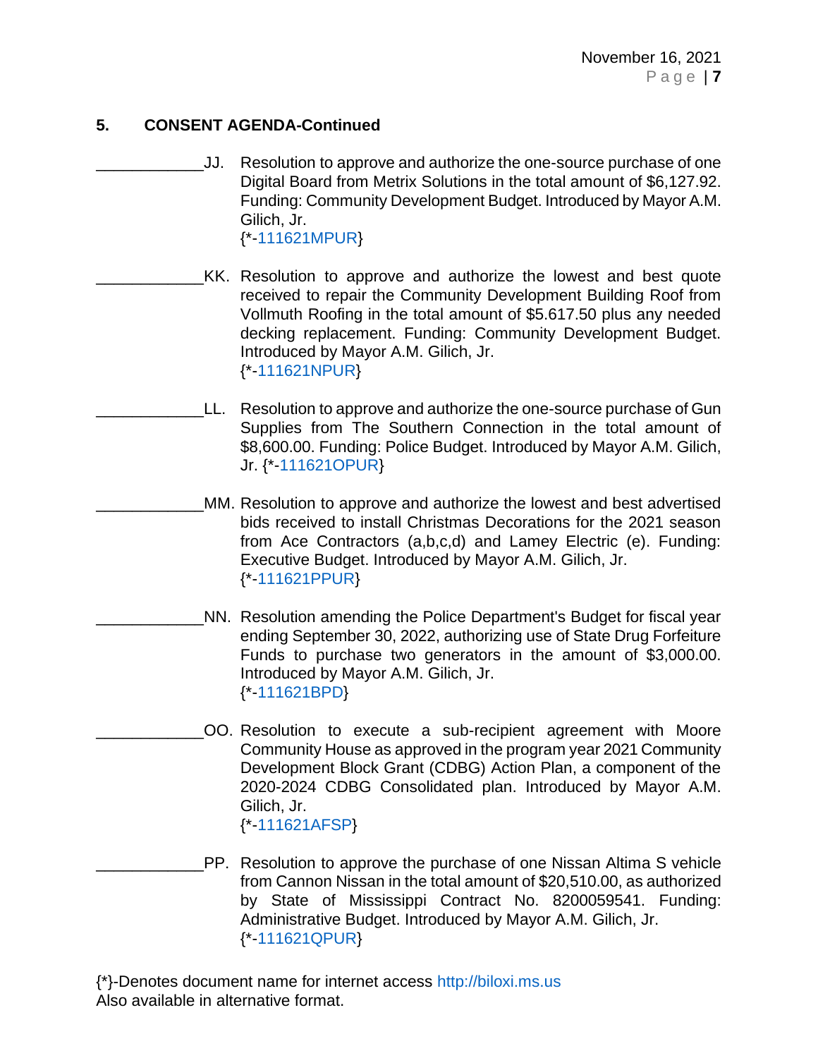**5. CONSENT AGENDA-Continued**

____________JJ. Resolution to approve and authorize the one-source purchase of one Digital Board from Metrix Solutions in the total amount of $6,127.92. Funding: Community Development Budget. Introduced by Mayor A.M. Gilich, Jr.
{*-111621MPUR}

____________KK. Resolution to approve and authorize the lowest and best quote received to repair the Community Development Building Roof from Vollmuth Roofing in the total amount of $5.617.50 plus any needed decking replacement. Funding: Community Development Budget. Introduced by Mayor A.M. Gilich, Jr.
{*-111621NPUR}

____________LL. Resolution to approve and authorize the one-source purchase of Gun Supplies from The Southern Connection in the total amount of $8,600.00. Funding: Police Budget. Introduced by Mayor A.M. Gilich, Jr. {*-111621OPUR}

____________MM. Resolution to approve and authorize the lowest and best advertised bids received to install Christmas Decorations for the 2021 season from Ace Contractors (a,b,c,d) and Lamey Electric (e). Funding: Executive Budget. Introduced by Mayor A.M. Gilich, Jr.
{*-111621PPUR}

____________NN. Resolution amending the Police Department's Budget for fiscal year ending September 30, 2022, authorizing use of State Drug Forfeiture Funds to purchase two generators in the amount of $3,000.00. Introduced by Mayor A.M. Gilich, Jr.
{*-111621BPD}

____________OO. Resolution to execute a sub-recipient agreement with Moore Community House as approved in the program year 2021 Community Development Block Grant (CDBG) Action Plan, a component of the 2020-2024 CDBG Consolidated plan. Introduced by Mayor A.M. Gilich, Jr.
{*-111621AFSP}

____________PP. Resolution to approve the purchase of one Nissan Altima S vehicle from Cannon Nissan in the total amount of $20,510.00, as authorized by State of Mississippi Contract No. 8200059541. Funding: Administrative Budget. Introduced by Mayor A.M. Gilich, Jr.
{*-111621QPUR}

{*}-Denotes document name for internet access http://biloxi.ms.us
Also available in alternative format.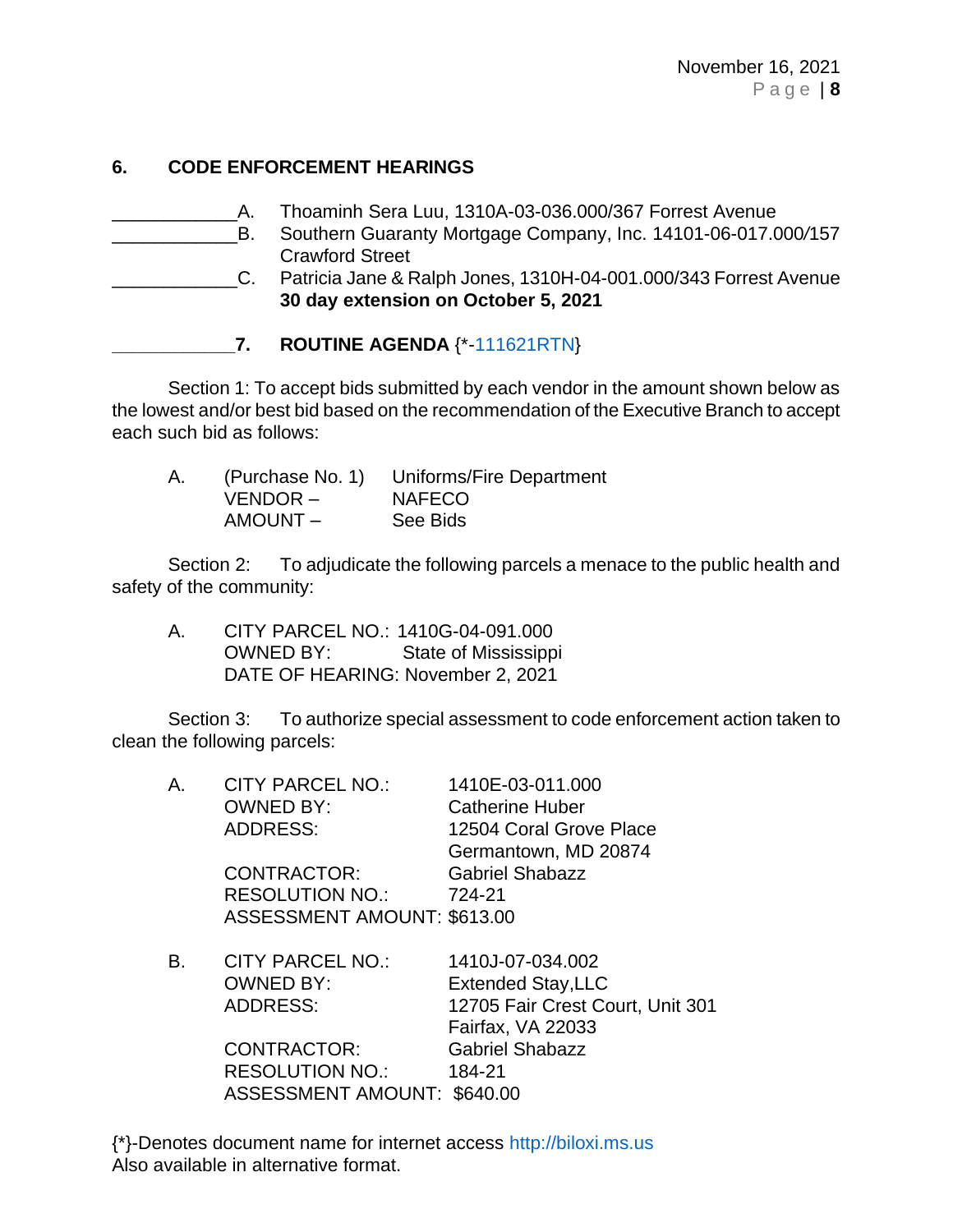## 6. CODE ENFORCEMENT HEARINGS

____________A. Thoaminh Sera Luu, 1310A-03-036.000/367 Forrest Avenue

____________B. Southern Guaranty Mortgage Company, Inc. 14101-06-017.000/157 Crawford Street

____________C. Patricia Jane & Ralph Jones, 1310H-04-001.000/343 Forrest Avenue **30 day extension on October 5, 2021**

____________**7. ROUTINE AGENDA** {*-111621RTN}

Section 1: To accept bids submitted by each vendor in the amount shown below as the lowest and/or best bid based on the recommendation of the Executive Branch to accept each such bid as follows:

A. (Purchase No. 1) Uniforms/Fire Department
VENDOR – NAFECO
AMOUNT – See Bids

Section 2: To adjudicate the following parcels a menace to the public health and safety of the community:

A. CITY PARCEL NO.: 1410G-04-091.000
OWNED BY: State of Mississippi
DATE OF HEARING: November 2, 2021

Section 3: To authorize special assessment to code enforcement action taken to clean the following parcels:

A. CITY PARCEL NO.: 1410E-03-011.000
OWNED BY: Catherine Huber
ADDRESS: 12504 Coral Grove Place
Germantown, MD 20874
CONTRACTOR: Gabriel Shabazz
RESOLUTION NO.: 724-21
ASSESSMENT AMOUNT: $613.00

B. CITY PARCEL NO.: 1410J-07-034.002
OWNED BY: Extended Stay,LLC
ADDRESS: 12705 Fair Crest Court, Unit 301
Fairfax, VA 22033
CONTRACTOR: Gabriel Shabazz
RESOLUTION NO.: 184-21
ASSESSMENT AMOUNT: $640.00

{*}-Denotes document name for internet access http://biloxi.ms.us
Also available in alternative format.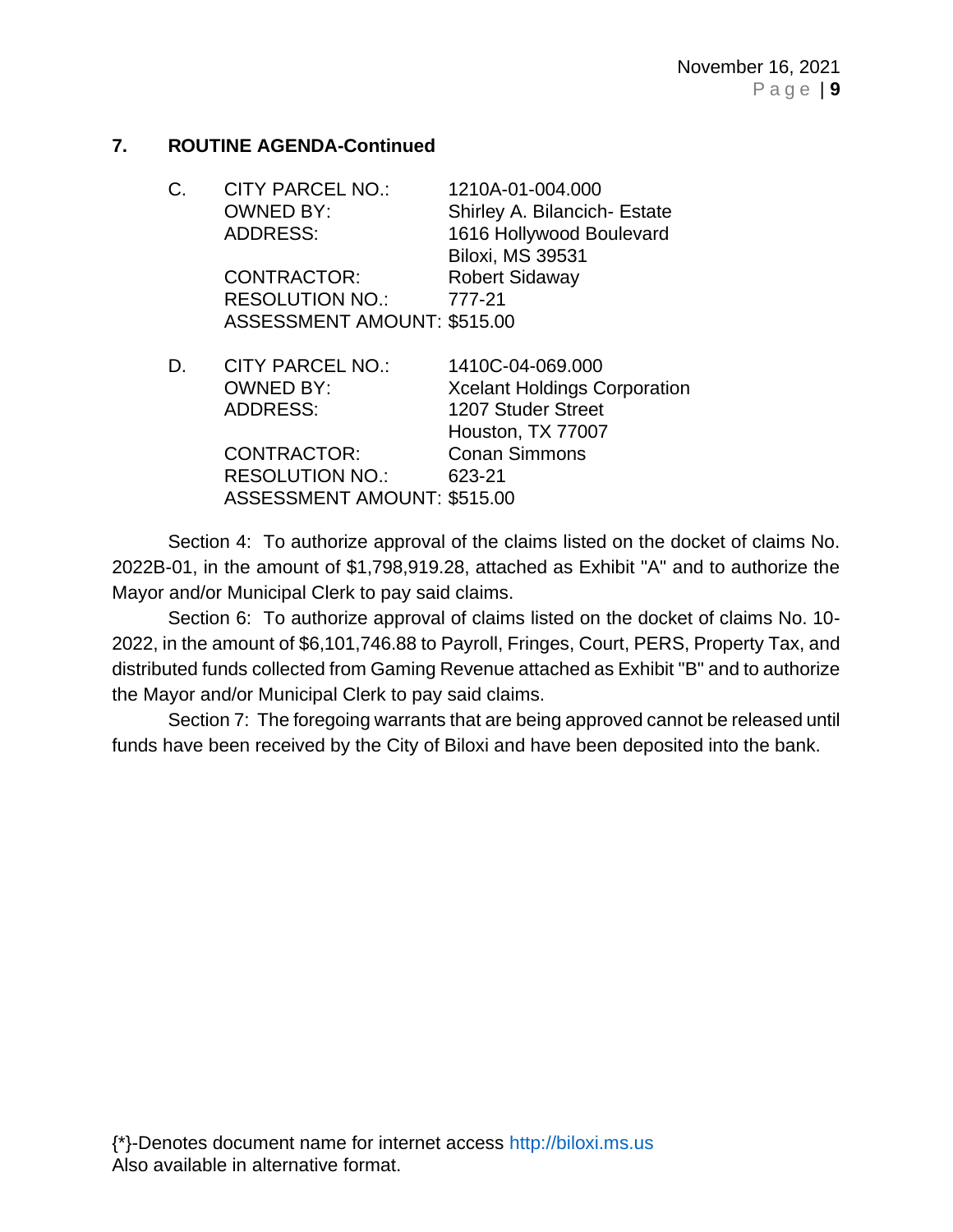**7. ROUTINE AGENDA-Continued**

C. CITY PARCEL NO.: 1210A-01-004.000
OWNED BY: Shirley A. Bilancich- Estate
ADDRESS: 1616 Hollywood Boulevard
Biloxi, MS 39531
CONTRACTOR: Robert Sidaway
RESOLUTION NO.: 777-21
ASSESSMENT AMOUNT: $515.00

D. CITY PARCEL NO.: 1410C-04-069.000
OWNED BY: Xcelant Holdings Corporation
ADDRESS: 1207 Studer Street
Houston, TX 77007
CONTRACTOR: Conan Simmons
RESOLUTION NO.: 623-21
ASSESSMENT AMOUNT: $515.00

Section 4: To authorize approval of the claims listed on the docket of claims No. 2022B-01, in the amount of $1,798,919.28, attached as Exhibit "A" and to authorize the Mayor and/or Municipal Clerk to pay said claims.

Section 6: To authorize approval of claims listed on the docket of claims No. 10-2022, in the amount of $6,101,746.88 to Payroll, Fringes, Court, PERS, Property Tax, and distributed funds collected from Gaming Revenue attached as Exhibit "B" and to authorize the Mayor and/or Municipal Clerk to pay said claims.

Section 7: The foregoing warrants that are being approved cannot be released until funds have been received by the City of Biloxi and have been deposited into the bank.

{*}-Denotes document name for internet access http://biloxi.ms.us
Also available in alternative format.